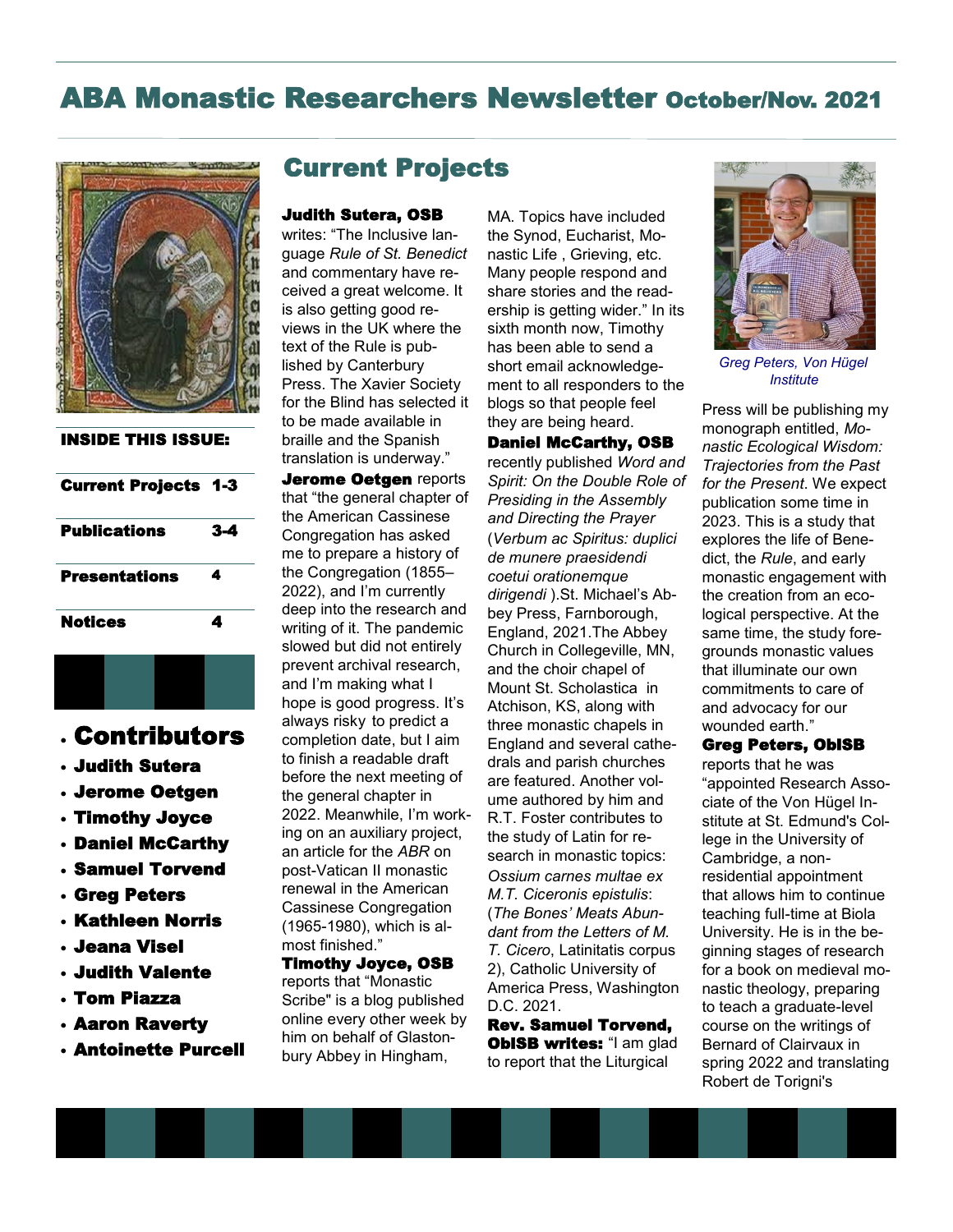# ABA Monastic Researchers Newsletter October/Nov. 2021

**INSIDE THIS ISSUE:**

| | |
|---|---|
| **Current Projects** | **1-3** |
| **Publications** | **3-4** |
| **Presentations** | **4** |
| **Notices** | **4** |

- **Contributors**
- **Judith Sutera**
- **Jerome Oetgen**
- **Timothy Joyce**
- **Daniel McCarthy**
- **Samuel Torvend**
- **Greg Peters**
- **Kathleen Norris**
- **Jeana Visel**
- **Judith Valente**
- **Tom Piazza**
- **Aaron Raverty**
- **Antoinette Purcell**

## Current Projects

**Judith Sutera, OSB** writes: "The Inclusive language *Rule of St. Benedict* and commentary have received a great welcome. It is also getting good reviews in the UK where the text of the Rule is published by Canterbury Press. The Xavier Society for the Blind has selected it to be made available in braille and the Spanish translation is underway."

**Jerome Oetgen** reports that "the general chapter of the American Cassinese Congregation has asked me to prepare a history of the Congregation (1855–2022), and I'm currently deep into the research and writing of it. The pandemic slowed but did not entirely prevent archival research, and I'm making what I hope is good progress. It's always risky to predict a completion date, but I aim to finish a readable draft before the next meeting of the general chapter in 2022. Meanwhile, I'm working on an auxiliary project, an article for the *ABR* on post-Vatican II monastic renewal in the American Cassinese Congregation (1965-1980), which is almost finished."

**Timothy Joyce, OSB** reports that "Monastic Scribe" is a blog published online every other week by him on behalf of Glastonbury Abbey in Hingham, MA. Topics have included the Synod, Eucharist, Monastic Life , Grieving, etc. Many people respond and share stories and the readership is getting wider." In its sixth month now, Timothy has been able to send a short email acknowledgement to all responders to the blogs so that people feel they are being heard.

**Daniel McCarthy, OSB** recently published *Word and Spirit: On the Double Role of Presiding in the Assembly and Directing the Prayer* (*Verbum ac Spiritus: duplici de munere praesidendi coetui orationemque dirigendi* ).St. Michael's Abbey Press, Farnborough, England, 2021.The Abbey Church in Collegeville, MN, and the choir chapel of Mount St. Scholastica in Atchison, KS, along with three monastic chapels in England and several cathedrals and parish churches are featured. Another volume authored by him and R.T. Foster contributes to the study of Latin for research in monastic topics: *Ossium carnes multae ex M.T. Ciceronis epistulis*: (*The Bones' Meats Abundant from the Letters of M. T. Cicero*, Latinitatis corpus 2), Catholic University of America Press, Washington D.C. 2021.

**Rev. Samuel Torvend, OblSB writes:** "I am glad to report that the Liturgical Press will be publishing my monograph entitled, *Monastic Ecological Wisdom: Trajectories from the Past for the Present*. We expect publication some time in 2023. This is a study that explores the life of Benedict, the *Rule*, and early monastic engagement with the creation from an ecological perspective. At the same time, the study foregrounds monastic values that illuminate our own commitments to care of and advocacy for our wounded earth."

*Greg Peters, Von Hügel Institute*

**Greg Peters, OblSB** reports that he was "appointed Research Associate of the Von Hügel Institute at St. Edmund's College in the University of Cambridge, a non-residential appointment that allows him to continue teaching full-time at Biola University. He is in the beginning stages of research for a book on medieval monastic theology, preparing to teach a graduate-level course on the writings of Bernard of Clairvaux in spring 2022 and translating Robert de Torigni's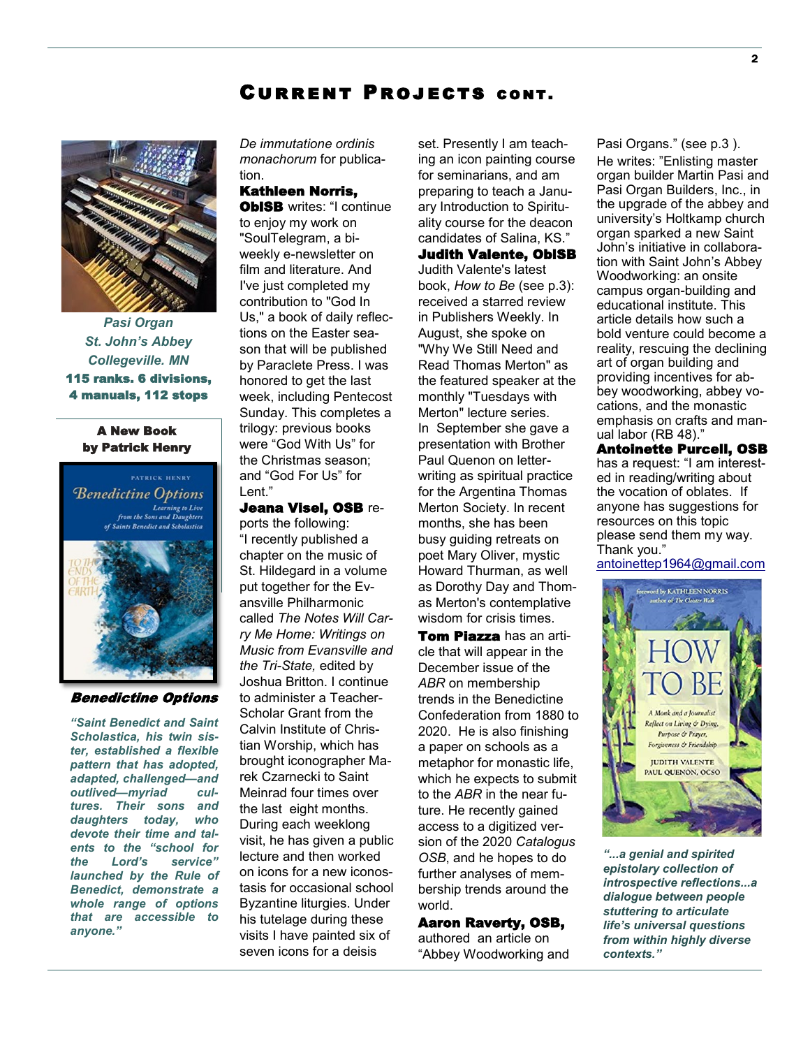# Current Projects cont.

*Pasi Organ*
*St. John's Abbey*
*Collegeville. MN*
**115 ranks. 6 divisions, 4 manuals, 112 stops**

**A New Book by Patrick Henry**

***Benedictine Options***

***"Saint Benedict and Saint Scholastica, his twin sister, established a flexible pattern that has adopted, adapted, challenged—and outlived—myriad cultures. Their sons and daughters today, who devote their time and talents to the "school for the Lord's service" launched by the Rule of Benedict, demonstrate a whole range of options that are accessible to anyone."***

*De immutatione ordinis monachorum* for publication.

**Kathleen Norris, OblSB** writes: "I continue to enjoy my work on "SoulTelegram, a bi-weekly e-newsletter on film and literature. And I've just completed my contribution to "God In Us," a book of daily reflections on the Easter season that will be published by Paraclete Press. I was honored to get the last week, including Pentecost Sunday. This completes a trilogy: previous books were "God With Us" for the Christmas season; and "God For Us" for Lent."

**Jeana Visel, OSB** reports the following: "I recently published a chapter on the music of St. Hildegard in a volume put together for the Evansville Philharmonic called *The Notes Will Carry Me Home: Writings on Music from Evansville and the Tri-State,* edited by Joshua Britton. I continue to administer a Teacher-Scholar Grant from the Calvin Institute of Christian Worship, which has brought iconographer Marek Czarnecki to Saint Meinrad four times over the last eight months. During each weeklong visit, he has given a public lecture and then worked on icons for a new iconostasis for occasional school Byzantine liturgies. Under his tutelage during these visits I have painted six of seven icons for a deisis set. Presently I am teaching an icon painting course for seminarians, and am preparing to teach a January Introduction to Spirituality course for the deacon candidates of Salina, KS."

**Judith Valente, OblSB** Judith Valente's latest book, *How to Be* (see p.3): received a starred review in Publishers Weekly. In August, she spoke on "Why We Still Need and Read Thomas Merton" as the featured speaker at the monthly "Tuesdays with Merton" lecture series. In September she gave a presentation with Brother Paul Quenon on letter-writing as spiritual practice for the Argentina Thomas Merton Society. In recent months, she has been busy guiding retreats on poet Mary Oliver, mystic Howard Thurman, as well as Dorothy Day and Thomas Merton's contemplative wisdom for crisis times.

**Tom Piazza** has an article that will appear in the December issue of the *ABR* on membership trends in the Benedictine Confederation from 1880 to 2020. He is also finishing a paper on schools as a metaphor for monastic life, which he expects to submit to the *ABR* in the near future. He recently gained access to a digitized version of the 2020 *Catalogus OSB*, and he hopes to do further analyses of membership trends around the world.

**Aaron Raverty, OSB,** authored an article on "Abbey Woodworking and Pasi Organs." (see p.3 ). He writes: "Enlisting master organ builder Martin Pasi and Pasi Organ Builders, Inc., in the upgrade of the abbey and university's Holtkamp church organ sparked a new Saint John's initiative in collaboration with Saint John's Abbey Woodworking: an onsite campus organ-building and educational institute. This article details how such a bold venture could become a reality, rescuing the declining art of organ building and providing incentives for abbey woodworking, abbey vocations, and the monastic emphasis on crafts and manual labor (RB 48)."

**Antoinette Purcell, OSB** has a request: "I am interested in reading/writing about the vocation of oblates. If anyone has suggestions for resources on this topic please send them my way. Thank you."
antoinettep1964@gmail.com

***"...a genial and spirited epistolary collection of introspective reflections...a dialogue between people stuttering to articulate life's universal questions from within highly diverse contexts."***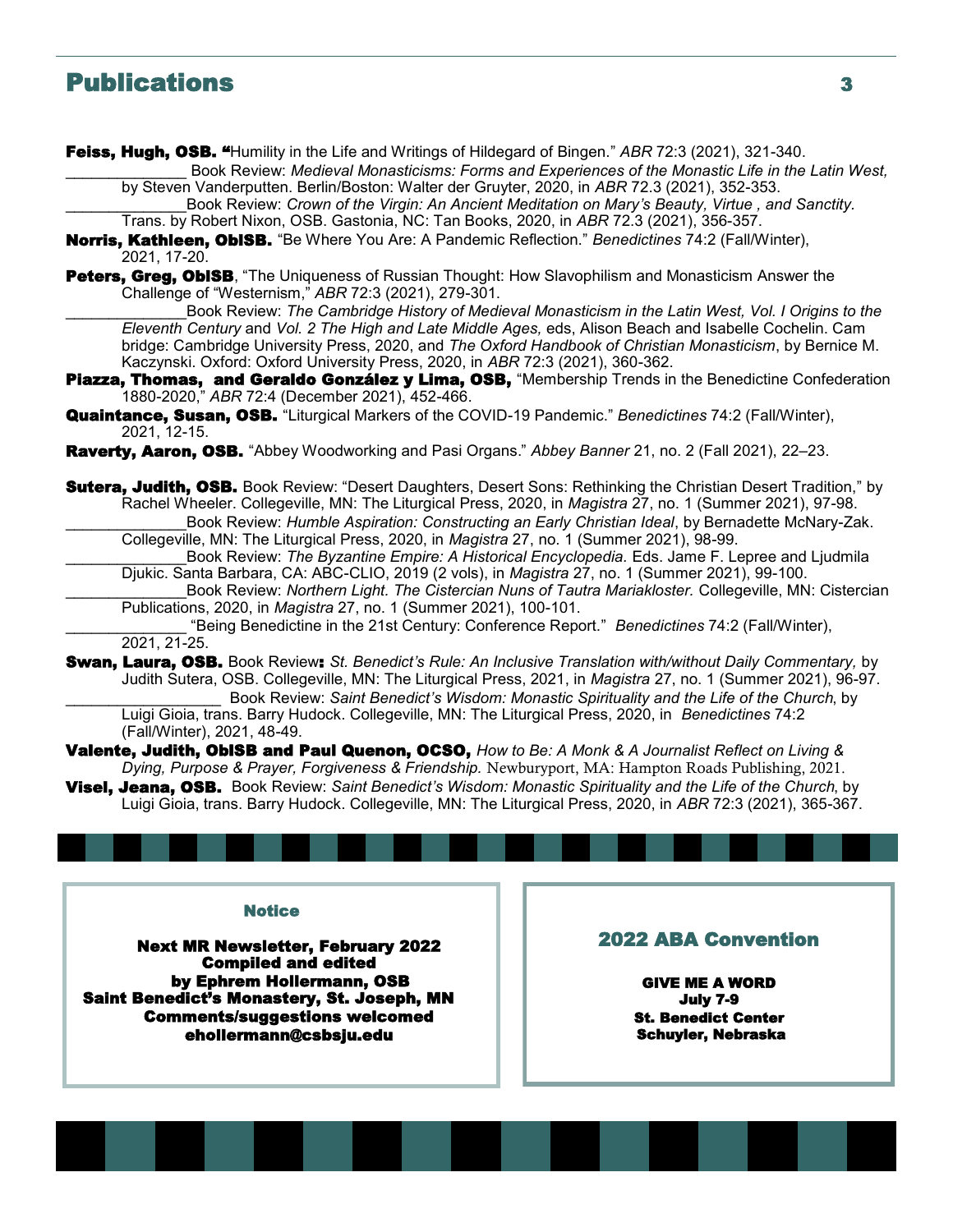## Publications

**Feiss, Hugh, OSB.** "Humility in the Life and Writings of Hildegard of Bingen." *ABR* 72:3 (2021), 321-340.

______________ Book Review: *Medieval Monasticisms: Forms and Experiences of the Monastic Life in the Latin West,* by Steven Vanderputten. Berlin/Boston: Walter der Gruyter, 2020, in *ABR* 72.3 (2021), 352-353.

______________Book Review: *Crown of the Virgin: An Ancient Meditation on Mary's Beauty, Virtue , and Sanctity.* Trans. by Robert Nixon, OSB. Gastonia, NC: Tan Books, 2020, in *ABR* 72.3 (2021), 356-357.

**Norris, Kathleen, OblSB.** "Be Where You Are: A Pandemic Reflection." *Benedictines* 74:2 (Fall/Winter), 2021, 17-20.

**Peters, Greg, OblSB**, "The Uniqueness of Russian Thought: How Slavophilism and Monasticism Answer the Challenge of "Westernism," *ABR* 72:3 (2021), 279-301.

______________Book Review: *The Cambridge History of Medieval Monasticism in the Latin West, Vol. I Origins to the Eleventh Century* and *Vol. 2 The High and Late Middle Ages,* eds, Alison Beach and Isabelle Cochelin. Cambridge: Cambridge University Press, 2020, and *The Oxford Handbook of Christian Monasticism*, by Bernice M. Kaczynski. Oxford: Oxford University Press, 2020, in *ABR* 72:3 (2021), 360-362.

**Piazza, Thomas, and Geraldo González y Lima, OSB,** "Membership Trends in the Benedictine Confederation 1880-2020," *ABR* 72:4 (December 2021), 452-466.

**Quaintance, Susan, OSB.** "Liturgical Markers of the COVID-19 Pandemic." *Benedictines* 74:2 (Fall/Winter), 2021, 12-15.

**Raverty, Aaron, OSB.** "Abbey Woodworking and Pasi Organs." *Abbey Banner* 21, no. 2 (Fall 2021), 22–23.

**Sutera, Judith, OSB.** Book Review: "Desert Daughters, Desert Sons: Rethinking the Christian Desert Tradition," by Rachel Wheeler. Collegeville, MN: The Liturgical Press, 2020, in *Magistra* 27, no. 1 (Summer 2021), 97-98.

______________Book Review: *Humble Aspiration: Constructing an Early Christian Ideal*, by Bernadette McNary-Zak. Collegeville, MN: The Liturgical Press, 2020, in *Magistra* 27, no. 1 (Summer 2021), 98-99.

______________Book Review: *The Byzantine Empire: A Historical Encyclopedia.* Eds. Jame F. Lepree and Ljudmila Djukic. Santa Barbara, CA: ABC-CLIO, 2019 (2 vols), in *Magistra* 27, no. 1 (Summer 2021), 99-100.

______________Book Review: *Northern Light. The Cistercian Nuns of Tautra Mariakloster.* Collegeville, MN: Cistercian Publications, 2020, in *Magistra* 27, no. 1 (Summer 2021), 100-101.

______________ "Being Benedictine in the 21st Century: Conference Report." *Benedictines* 74:2 (Fall/Winter), 2021, 21-25.

**Swan, Laura, OSB.** Book Review: *St. Benedict's Rule: An Inclusive Translation with/without Daily Commentary,* by Judith Sutera, OSB. Collegeville, MN: The Liturgical Press, 2021, in *Magistra* 27, no. 1 (Summer 2021), 96-97.

__________________ Book Review: *Saint Benedict's Wisdom: Monastic Spirituality and the Life of the Church*, by Luigi Gioia, trans. Barry Hudock. Collegeville, MN: The Liturgical Press, 2020, in *Benedictines* 74:2 (Fall/Winter), 2021, 48-49.

**Valente, Judith, OblSB and Paul Quenon, OCSO,** *How to Be: A Monk & A Journalist Reflect on Living & Dying, Purpose & Prayer, Forgiveness & Friendship.* Newburyport, MA: Hampton Roads Publishing, 2021.

**Visel, Jeana, OSB.** Book Review: *Saint Benedict's Wisdom: Monastic Spirituality and the Life of the Church*, by Luigi Gioia, trans. Barry Hudock. Collegeville, MN: The Liturgical Press, 2020, in *ABR* 72:3 (2021), 365-367.

### Notice

**Next MR Newsletter, February 2022**
**Compiled and edited**
**by Ephrem Hollermann, OSB**
**Saint Benedict's Monastery, St. Joseph, MN**
**Comments/suggestions welcomed**
**ehollermann@csbsju.edu**

### 2022 ABA Convention

**GIVE ME A WORD**
**July 7-9**
**St. Benedict Center**
**Schuyler, Nebraska**